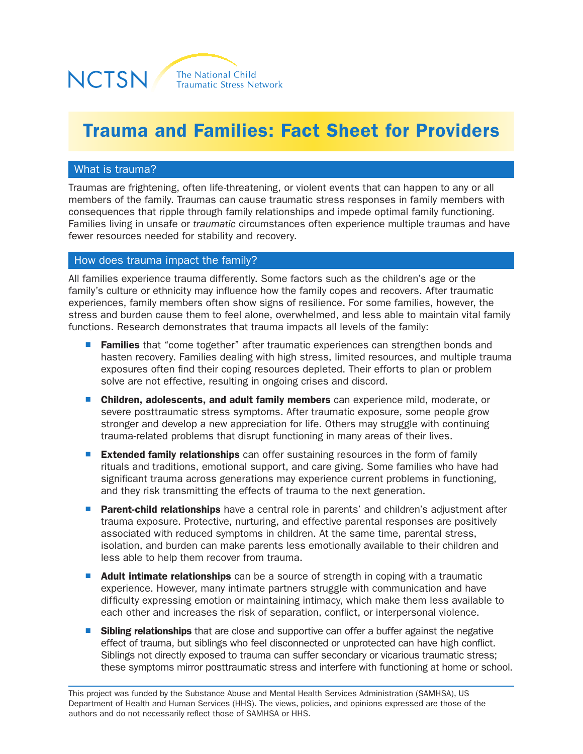NCTSN The National Child Traumatic Stress Network

# Trauma and Families: Fact Sheet for Providers

## What is trauma?

Traumas are frightening, often life-threatening, or violent events that can happen to any or all members of the family. Traumas can cause traumatic stress responses in family members with consequences that ripple through family relationships and impede optimal family functioning. Families living in unsafe or *traumatic* circumstances often experience multiple traumas and have fewer resources needed for stability and recovery.

## How does trauma impact the family?

All families experience trauma differently. Some factors such as the children's age or the family's culture or ethnicity may influence how the family copes and recovers. After traumatic experiences, family members often show signs of resilience. For some families, however, the stress and burden cause them to feel alone, overwhelmed, and less able to maintain vital family functions. Research demonstrates that trauma impacts all levels of the family:

- **Families** that "come together" after traumatic experiences can strengthen bonds and hasten recovery. Families dealing with high stress, limited resources, and multiple trauma exposures often find their coping resources depleted. Their efforts to plan or problem solve are not effective, resulting in ongoing crises and discord.
- **Children, adolescents, and adult family members** can experience mild, moderate, or severe posttraumatic stress symptoms. After traumatic exposure, some people grow stronger and develop a new appreciation for life. Others may struggle with continuing trauma-related problems that disrupt functioning in many areas of their lives.
- **Extended family relationships** can offer sustaining resources in the form of family rituals and traditions, emotional support, and care giving. Some families who have had significant trauma across generations may experience current problems in functioning, and they risk transmitting the effects of trauma to the next generation.
- **Parent-child relationships** have a central role in parents' and children's adjustment after trauma exposure. Protective, nurturing, and effective parental responses are positively associated with reduced symptoms in children. At the same time, parental stress, isolation, and burden can make parents less emotionally available to their children and less able to help them recover from trauma.
- **Adult intimate relationships** can be a source of strength in coping with a traumatic experience. However, many intimate partners struggle with communication and have difficulty expressing emotion or maintaining intimacy, which make them less available to each other and increases the risk of separation, conflict, or interpersonal violence.
- **Sibling relationships** that are close and supportive can offer a buffer against the negative effect of trauma, but siblings who feel disconnected or unprotected can have high conflict. Siblings not directly exposed to trauma can suffer secondary or vicarious traumatic stress; these symptoms mirror posttraumatic stress and interfere with functioning at home or school.

---

This project was funded by the Substance Abuse and Mental Health Services Administration (SAMHSA), US Department of Health and Human Services (HHS). The views, policies, and opinions expressed are those of the authors and do not necessarily reflect those of SAMHSA or HHS.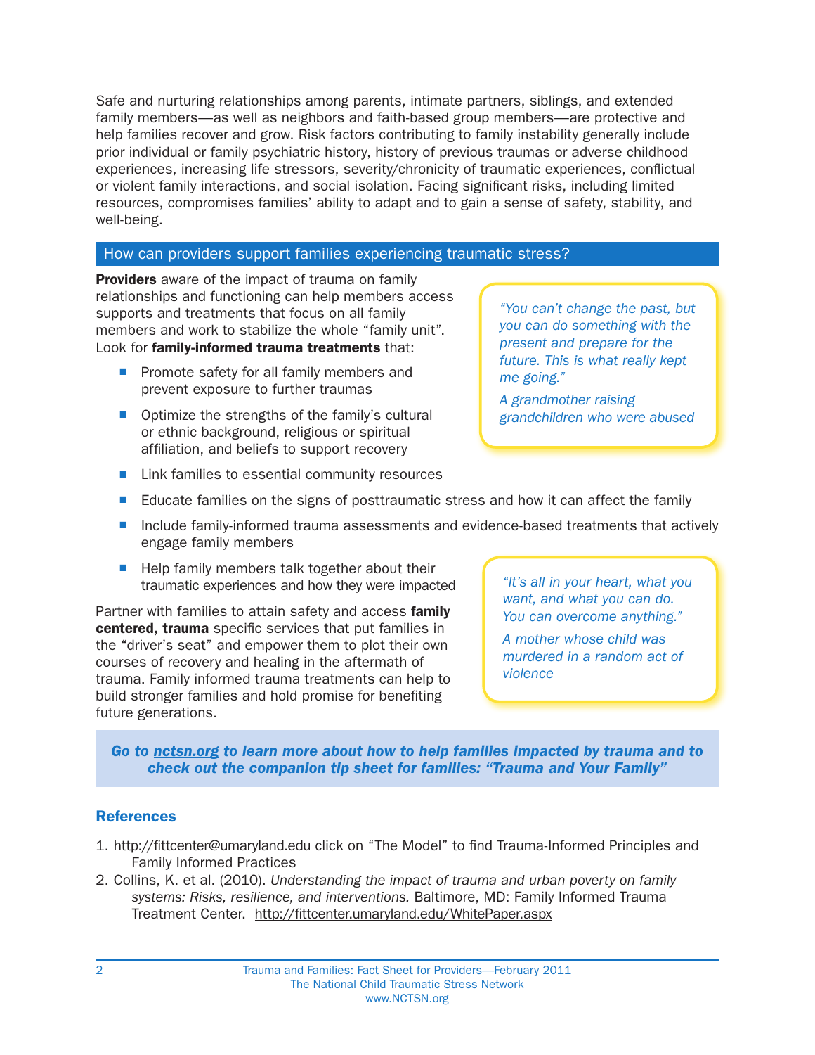Safe and nurturing relationships among parents, intimate partners, siblings, and extended family members—as well as neighbors and faith-based group members—are protective and help families recover and grow. Risk factors contributing to family instability generally include prior individual or family psychiatric history, history of previous traumas or adverse childhood experiences, increasing life stressors, severity/chronicity of traumatic experiences, conflictual or violent family interactions, and social isolation. Facing significant risks, including limited resources, compromises families' ability to adapt and to gain a sense of safety, stability, and well-being.

## How can providers support families experiencing traumatic stress?

**Providers** aware of the impact of trauma on family relationships and functioning can help members access supports and treatments that focus on all family members and work to stabilize the whole "family unit". Look for **family-informed trauma treatments** that:

- Promote safety for all family members and prevent exposure to further traumas
- Optimize the strengths of the family's cultural or ethnic background, religious or spiritual affiliation, and beliefs to support recovery
- Link families to essential community resources
- Educate families on the signs of posttraumatic stress and how it can affect the family
- Include family-informed trauma assessments and evidence-based treatments that actively engage family members
- Help family members talk together about their traumatic experiences and how they were impacted

> *"You can't change the past, but you can do something with the present and prepare for the future. This is what really kept me going."*
>
> *A grandmother raising grandchildren who were abused*

Partner with families to attain safety and access **family centered, trauma** specific services that put families in the "driver's seat" and empower them to plot their own courses of recovery and healing in the aftermath of trauma. Family informed trauma treatments can help to build stronger families and hold promise for benefiting future generations.

> *"It's all in your heart, what you want, and what you can do. You can overcome anything."*
>
> *A mother whose child was murdered in a random act of violence*

***Go to nctsn.org to learn more about how to help families impacted by trauma and to check out the companion tip sheet for families: "Trauma and Your Family"***

## References

1. http://fittcenter@umaryland.edu click on "The Model" to find Trauma-Informed Principles and Family Informed Practices
2. Collins, K. et al. (2010). *Understanding the impact of trauma and urban poverty on family systems: Risks, resilience, and interventions.* Baltimore, MD: Family Informed Trauma Treatment Center. http://fittcenter.umaryland.edu/WhitePaper.aspx